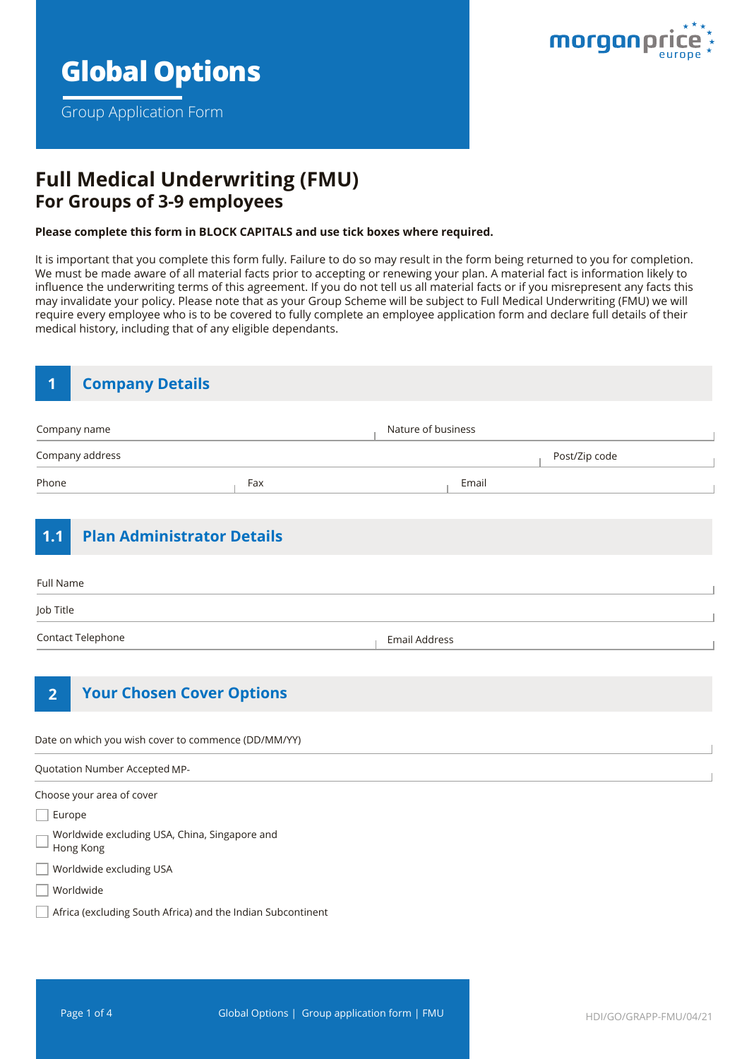# Global Options

Group Application Form

morganprice europe

## Full Medical Underwriting (FMU)
### For Groups of 3-9 employees

**Please complete this form in BLOCK CAPITALS and use tick boxes where required.**

It is important that you complete this form fully. Failure to do so may result in the form being returned to you for completion. We must be made aware of all material facts prior to accepting or renewing your plan. A material fact is information likely to influence the underwriting terms of this agreement. If you do not tell us all material facts or if you misrepresent any facts this may invalidate your policy. Please note that as your Group Scheme will be subject to Full Medical Underwriting (FMU) we will require every employee who is to be covered to fully complete an employee application form and declare full details of their medical history, including that of any eligible dependants.

## 1 Company Details

Company name

Nature of business

Company address

Post/Zip code

Phone

Fax

Email

## 1.1 Plan Administrator Details

Full Name

Job Title

Contact Telephone

Email Address

## 2 Your Chosen Cover Options

Date on which you wish cover to commence (DD/MM/YY)

Quotation Number Accepted MP-

Choose your area of cover

- ☐ Europe
- ☐ Worldwide excluding USA, China, Singapore and Hong Kong
- ☐ Worldwide excluding USA
- ☐ Worldwide
- ☐ Africa (excluding South Africa) and the Indian Subcontinent

HDI/GO/GRAPP-FMU/04/21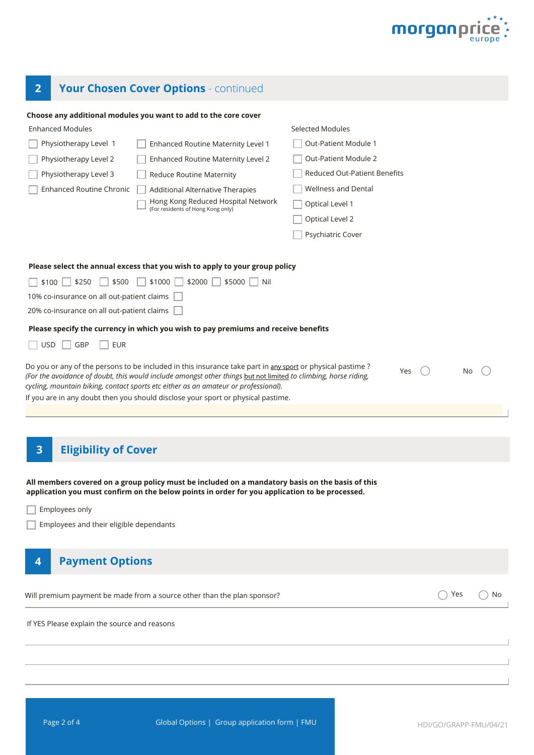## 2 Your Chosen Cover Options - continued

**Choose any additional modules you want to add to the core cover**

Enhanced Modules

- ☐ Physiotherapy Level 1
- ☐ Physiotherapy Level 2
- ☐ Physiotherapy Level 3
- ☐ Enhanced Routine Chronic
- ☐ Enhanced Routine Maternity Level 1
- ☐ Enhanced Routine Maternity Level 2
- ☐ Reduce Routine Maternity
- ☐ Additional Alternative Therapies
- ☐ Hong Kong Reduced Hospital Network (For residents of Hong Kong only)

Selected Modules

- ☐ Out-Patient Module 1
- ☐ Out-Patient Module 2
- ☐ Reduced Out-Patient Benefits
- ☐ Wellness and Dental
- ☐ Optical Level 1
- ☐ Optical Level 2
- ☐ Psychiatric Cover

**Please select the annual excess that you wish to apply to your group policy**

☐ $100 ☐ $250 ☐ $500 ☐ $1000 ☐ $2000 ☐ $5000 ☐ Nil

10% co-insurance on all out-patient claims ☐

20% co-insurance on all out-patient claims ☐

**Please specify the currency in which you wish to pay premiums and receive benefits**

☐ USD ☐ GBP ☐ EUR

Do you or any of the persons to be included in this insurance take part in any sport or physical pastime ? Yes ◯ No ◯

*(For the avoidance of doubt, this would include amongst other things but not limited to climbing, horse riding, cycling, mountain biking, contact sports etc either as an amateur or professional).*

If you are in any doubt then you should disclose your sport or physical pastime.

## 3 Eligibility of Cover

**All members covered on a group policy must be included on a mandatory basis on the basis of this application you must confirm on the below points in order for you application to be processed.**

- ☐ Employees only
- ☐ Employees and their eligible dependants

## 4 Payment Options

Will premium payment be made from a source other than the plan sponsor? ◯ Yes ◯ No

If YES Please explain the source and reasons

HDI/GO/GRAPP-FMU/04/21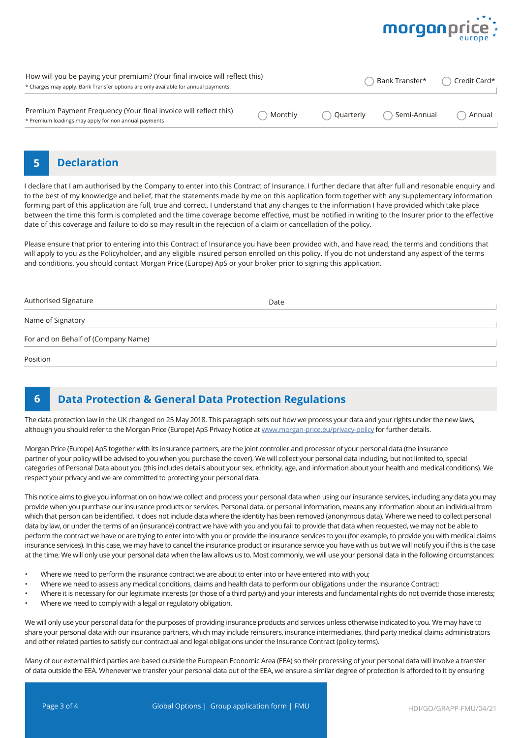How will you be paying your premium? (Your final invoice will reflect this)
* Charges may apply. Bank Transfer options are only available for annual payments.

◯ Bank Transfer* ◯ Credit Card*

Premium Payment Frequency (Your final invoice will reflect this)
* Premium loadings may apply for non annual payments

◯ Monthly ◯ Quarterly ◯ Semi-Annual ◯ Annual

## 5 Declaration

I declare that I am authorised by the Company to enter into this Contract of Insurance. I further declare that after full and resonable enquiry and to the best of my knowledge and belief, that the statements made by me on this application form together with any supplementary information forming part of this application are full, true and correct. I understand that any changes to the information I have provided which take place between the time this form is completed and the time coverage become effective, must be notified in writing to the Insurer prior to the effective date of this coverage and failure to do so may result in the rejection of a claim or cancellation of the policy.

Please ensure that prior to entering into this Contract of Insurance you have been provided with, and have read, the terms and conditions that will apply to you as the Policyholder, and any eligible insured person enrolled on this policy. If you do not understand any aspect of the terms and conditions, you should contact Morgan Price (Europe) ApS or your broker prior to signing this application.

Authorised Signature | Date

Name of Signatory

For and on Behalf of (Company Name)

Position

## 6 Data Protection & General Data Protection Regulations

The data protection law in the UK changed on 25 May 2018. This paragraph sets out how we process your data and your rights under the new laws, although you should refer to the Morgan Price (Europe) ApS Privacy Notice at www.morgan-price.eu/privacy-policy for further details.

Morgan Price (Europe) ApS together with its insurance partners, are the joint controller and processor of your personal data (the insurance partner of your policy will be advised to you when you purchase the cover). We will collect your personal data including, but not limited to, special categories of Personal Data about you (this includes details about your sex, ethnicity, age, and information about your health and medical conditions). We respect your privacy and we are committed to protecting your personal data.

This notice aims to give you information on how we collect and process your personal data when using our insurance services, including any data you may provide when you purchase our insurance products or services. Personal data, or personal information, means any information about an individual from which that person can be identified. It does not include data where the identity has been removed (anonymous data). Where we need to collect personal data by law, or under the terms of an (insurance) contract we have with you and you fail to provide that data when requested, we may not be able to perform the contract we have or are trying to enter into with you or provide the insurance services to you (for example, to provide you with medical claims insurance services). In this case, we may have to cancel the insurance product or insurance service you have with us but we will notify you if this is the case at the time. We will only use your personal data when the law allows us to. Most commonly, we will use your personal data in the following circumstances:

- Where we need to perform the insurance contract we are about to enter into or have entered into with you;
- Where we need to assess any medical conditions, claims and health data to perform our obligations under the Insurance Contract;
- Where it is necessary for our legitimate interests (or those of a third party) and your interests and fundamental rights do not override those interests;
- Where we need to comply with a legal or regulatory obligation.

We will only use your personal data for the purposes of providing insurance products and services unless otherwise indicated to you. We may have to share your personal data with our insurance partners, which may include reinsurers, insurance intermediaries, third party medical claims administrators and other related parties to satisfy our contractual and legal obligations under the Insurance Contract (policy terms).

Many of our external third parties are based outside the European Economic Area (EEA) so their processing of your personal data will involve a transfer of data outside the EEA. Whenever we transfer your personal data out of the EEA, we ensure a similar degree of protection is afforded to it by ensuring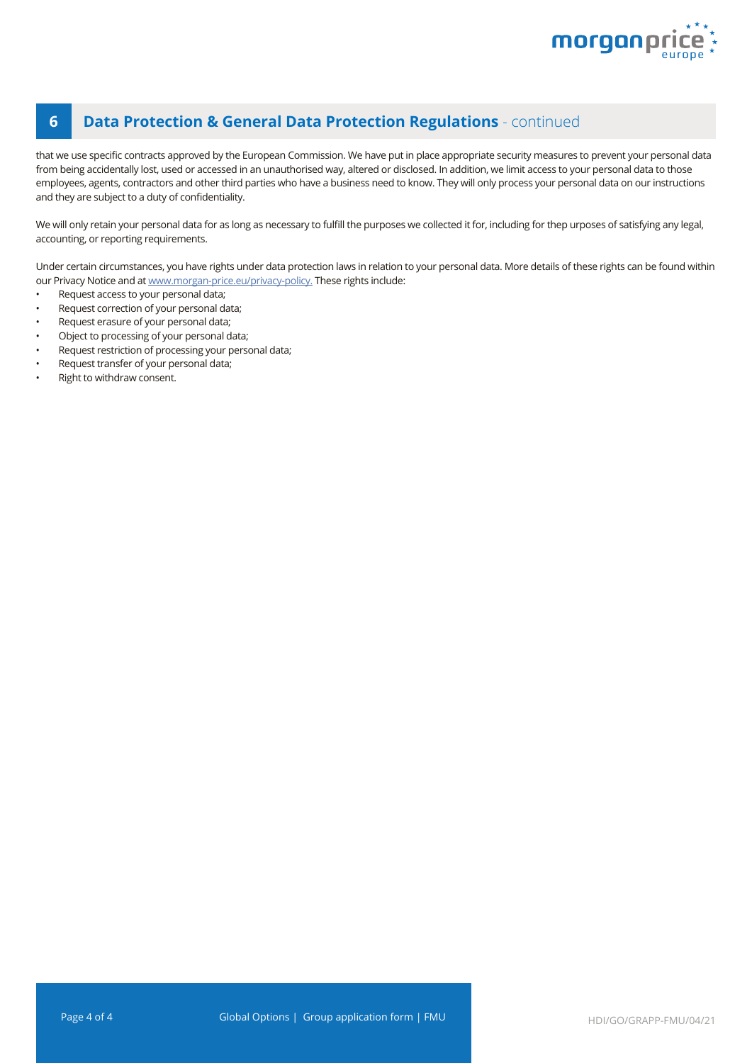## 6 Data Protection & General Data Protection Regulations - continued

that we use specific contracts approved by the European Commission. We have put in place appropriate security measures to prevent your personal data from being accidentally lost, used or accessed in an unauthorised way, altered or disclosed. In addition, we limit access to your personal data to those employees, agents, contractors and other third parties who have a business need to know. They will only process your personal data on our instructions and they are subject to a duty of confidentiality.

We will only retain your personal data for as long as necessary to fulfill the purposes we collected it for, including for thep urposes of satisfying any legal, accounting, or reporting requirements.

Under certain circumstances, you have rights under data protection laws in relation to your personal data. More details of these rights can be found within our Privacy Notice and at [www.morgan-price.eu/privacy-policy.](www.morgan-price.eu/privacy-policy) These rights include:

- Request access to your personal data;
- Request correction of your personal data;
- Request erasure of your personal data;
- Object to processing of your personal data;
- Request restriction of processing your personal data;
- Request transfer of your personal data;
- Right to withdraw consent.